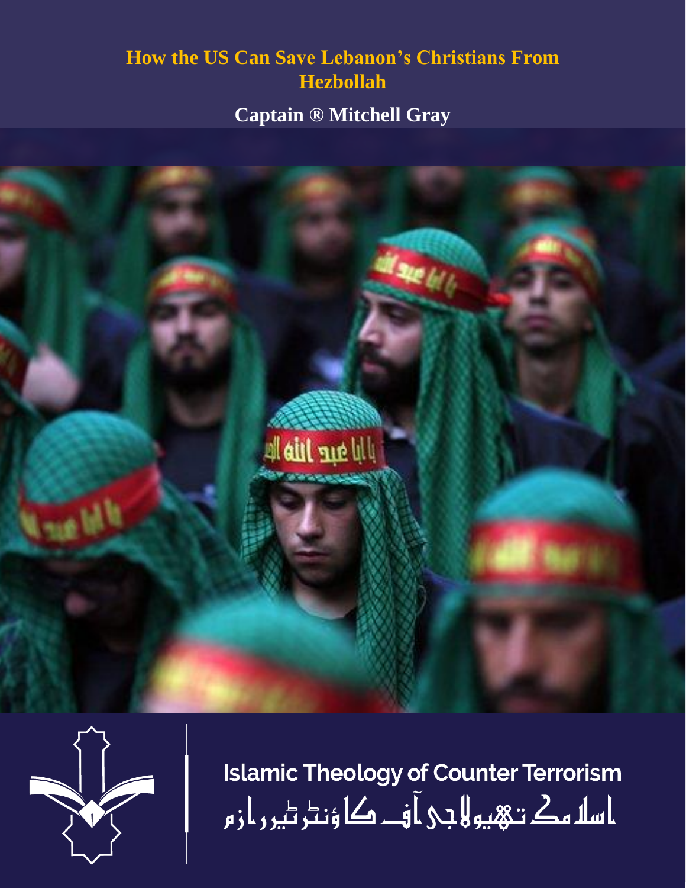# How the US Can Save Lebanon's Christians From Hezbollah

**Captain ® Mitchell Gray**

Islamic Theology of Counter Terrorism

اسلامک تھیولاجی آف کاؤنٹر ٹیررازم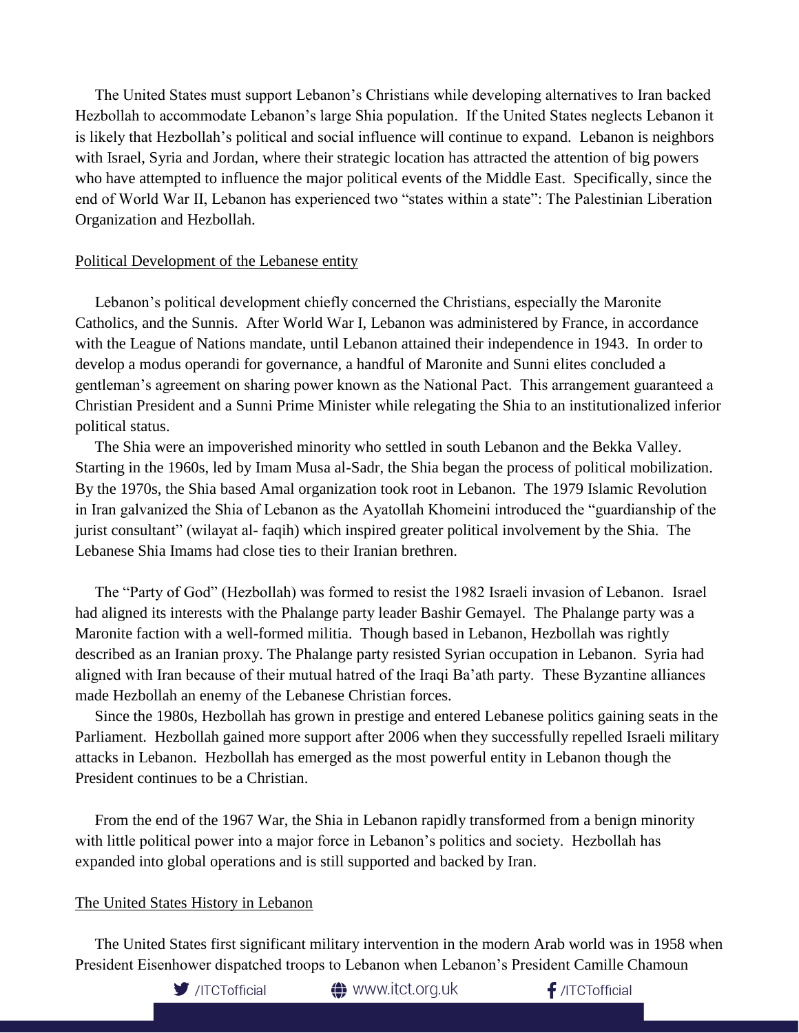The United States must support Lebanon's Christians while developing alternatives to Iran backed Hezbollah to accommodate Lebanon's large Shia population. If the United States neglects Lebanon it is likely that Hezbollah's political and social influence will continue to expand. Lebanon is neighbors with Israel, Syria and Jordan, where their strategic location has attracted the attention of big powers who have attempted to influence the major political events of the Middle East. Specifically, since the end of World War II, Lebanon has experienced two "states within a state": The Palestinian Liberation Organization and Hezbollah.

## Political Development of the Lebanese entity

Lebanon's political development chiefly concerned the Christians, especially the Maronite Catholics, and the Sunnis. After World War I, Lebanon was administered by France, in accordance with the League of Nations mandate, until Lebanon attained their independence in 1943. In order to develop a modus operandi for governance, a handful of Maronite and Sunni elites concluded a gentleman's agreement on sharing power known as the National Pact. This arrangement guaranteed a Christian President and a Sunni Prime Minister while relegating the Shia to an institutionalized inferior political status.

The Shia were an impoverished minority who settled in south Lebanon and the Bekka Valley. Starting in the 1960s, led by Imam Musa al-Sadr, the Shia began the process of political mobilization. By the 1970s, the Shia based Amal organization took root in Lebanon. The 1979 Islamic Revolution in Iran galvanized the Shia of Lebanon as the Ayatollah Khomeini introduced the "guardianship of the jurist consultant" (wilayat al- faqih) which inspired greater political involvement by the Shia. The Lebanese Shia Imams had close ties to their Iranian brethren.

The "Party of God" (Hezbollah) was formed to resist the 1982 Israeli invasion of Lebanon. Israel had aligned its interests with the Phalange party leader Bashir Gemayel. The Phalange party was a Maronite faction with a well-formed militia. Though based in Lebanon, Hezbollah was rightly described as an Iranian proxy. The Phalange party resisted Syrian occupation in Lebanon. Syria had aligned with Iran because of their mutual hatred of the Iraqi Ba'ath party. These Byzantine alliances made Hezbollah an enemy of the Lebanese Christian forces.

Since the 1980s, Hezbollah has grown in prestige and entered Lebanese politics gaining seats in the Parliament. Hezbollah gained more support after 2006 when they successfully repelled Israeli military attacks in Lebanon. Hezbollah has emerged as the most powerful entity in Lebanon though the President continues to be a Christian.

From the end of the 1967 War, the Shia in Lebanon rapidly transformed from a benign minority with little political power into a major force in Lebanon's politics and society. Hezbollah has expanded into global operations and is still supported and backed by Iran.

## The United States History in Lebanon

The United States first significant military intervention in the modern Arab world was in 1958 when President Eisenhower dispatched troops to Lebanon when Lebanon's President Camille Chamoun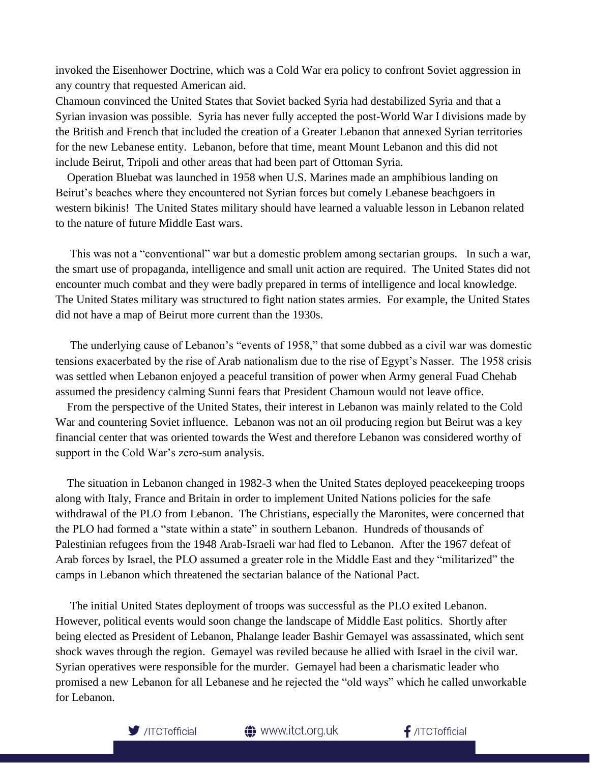invoked the Eisenhower Doctrine, which was a Cold War era policy to confront Soviet aggression in any country that requested American aid.

Chamoun convinced the United States that Soviet backed Syria had destabilized Syria and that a Syrian invasion was possible. Syria has never fully accepted the post-World War I divisions made by the British and French that included the creation of a Greater Lebanon that annexed Syrian territories for the new Lebanese entity. Lebanon, before that time, meant Mount Lebanon and this did not include Beirut, Tripoli and other areas that had been part of Ottoman Syria.

Operation Bluebat was launched in 1958 when U.S. Marines made an amphibious landing on Beirut's beaches where they encountered not Syrian forces but comely Lebanese beachgoers in western bikinis! The United States military should have learned a valuable lesson in Lebanon related to the nature of future Middle East wars.

This was not a "conventional" war but a domestic problem among sectarian groups. In such a war, the smart use of propaganda, intelligence and small unit action are required. The United States did not encounter much combat and they were badly prepared in terms of intelligence and local knowledge. The United States military was structured to fight nation states armies. For example, the United States did not have a map of Beirut more current than the 1930s.

The underlying cause of Lebanon's "events of 1958," that some dubbed as a civil war was domestic tensions exacerbated by the rise of Arab nationalism due to the rise of Egypt's Nasser. The 1958 crisis was settled when Lebanon enjoyed a peaceful transition of power when Army general Fuad Chehab assumed the presidency calming Sunni fears that President Chamoun would not leave office.

From the perspective of the United States, their interest in Lebanon was mainly related to the Cold War and countering Soviet influence. Lebanon was not an oil producing region but Beirut was a key financial center that was oriented towards the West and therefore Lebanon was considered worthy of support in the Cold War's zero-sum analysis.

The situation in Lebanon changed in 1982-3 when the United States deployed peacekeeping troops along with Italy, France and Britain in order to implement United Nations policies for the safe withdrawal of the PLO from Lebanon. The Christians, especially the Maronites, were concerned that the PLO had formed a "state within a state" in southern Lebanon. Hundreds of thousands of Palestinian refugees from the 1948 Arab-Israeli war had fled to Lebanon. After the 1967 defeat of Arab forces by Israel, the PLO assumed a greater role in the Middle East and they "militarized" the camps in Lebanon which threatened the sectarian balance of the National Pact.

The initial United States deployment of troops was successful as the PLO exited Lebanon. However, political events would soon change the landscape of Middle East politics. Shortly after being elected as President of Lebanon, Phalange leader Bashir Gemayel was assassinated, which sent shock waves through the region. Gemayel was reviled because he allied with Israel in the civil war. Syrian operatives were responsible for the murder. Gemayel had been a charismatic leader who promised a new Lebanon for all Lebanese and he rejected the "old ways" which he called unworkable for Lebanon.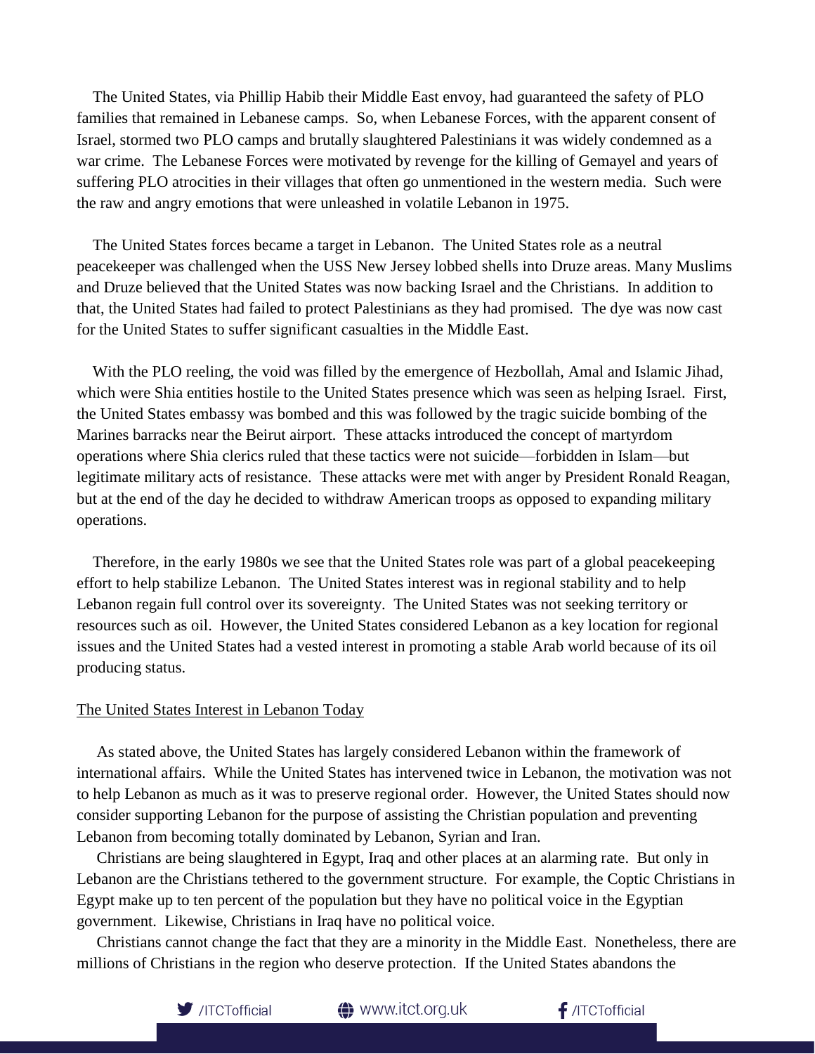The United States, via Phillip Habib their Middle East envoy, had guaranteed the safety of PLO families that remained in Lebanese camps. So, when Lebanese Forces, with the apparent consent of Israel, stormed two PLO camps and brutally slaughtered Palestinians it was widely condemned as a war crime. The Lebanese Forces were motivated by revenge for the killing of Gemayel and years of suffering PLO atrocities in their villages that often go unmentioned in the western media. Such were the raw and angry emotions that were unleashed in volatile Lebanon in 1975.

The United States forces became a target in Lebanon. The United States role as a neutral peacekeeper was challenged when the USS New Jersey lobbed shells into Druze areas. Many Muslims and Druze believed that the United States was now backing Israel and the Christians. In addition to that, the United States had failed to protect Palestinians as they had promised. The dye was now cast for the United States to suffer significant casualties in the Middle East.

With the PLO reeling, the void was filled by the emergence of Hezbollah, Amal and Islamic Jihad, which were Shia entities hostile to the United States presence which was seen as helping Israel. First, the United States embassy was bombed and this was followed by the tragic suicide bombing of the Marines barracks near the Beirut airport. These attacks introduced the concept of martyrdom operations where Shia clerics ruled that these tactics were not suicide—forbidden in Islam—but legitimate military acts of resistance. These attacks were met with anger by President Ronald Reagan, but at the end of the day he decided to withdraw American troops as opposed to expanding military operations.

Therefore, in the early 1980s we see that the United States role was part of a global peacekeeping effort to help stabilize Lebanon. The United States interest was in regional stability and to help Lebanon regain full control over its sovereignty. The United States was not seeking territory or resources such as oil. However, the United States considered Lebanon as a key location for regional issues and the United States had a vested interest in promoting a stable Arab world because of its oil producing status.

<u>The United States Interest in Lebanon Today</u>

As stated above, the United States has largely considered Lebanon within the framework of international affairs. While the United States has intervened twice in Lebanon, the motivation was not to help Lebanon as much as it was to preserve regional order. However, the United States should now consider supporting Lebanon for the purpose of assisting the Christian population and preventing Lebanon from becoming totally dominated by Lebanon, Syrian and Iran.

Christians are being slaughtered in Egypt, Iraq and other places at an alarming rate. But only in Lebanon are the Christians tethered to the government structure. For example, the Coptic Christians in Egypt make up to ten percent of the population but they have no political voice in the Egyptian government. Likewise, Christians in Iraq have no political voice.

Christians cannot change the fact that they are a minority in the Middle East. Nonetheless, there are millions of Christians in the region who deserve protection. If the United States abandons the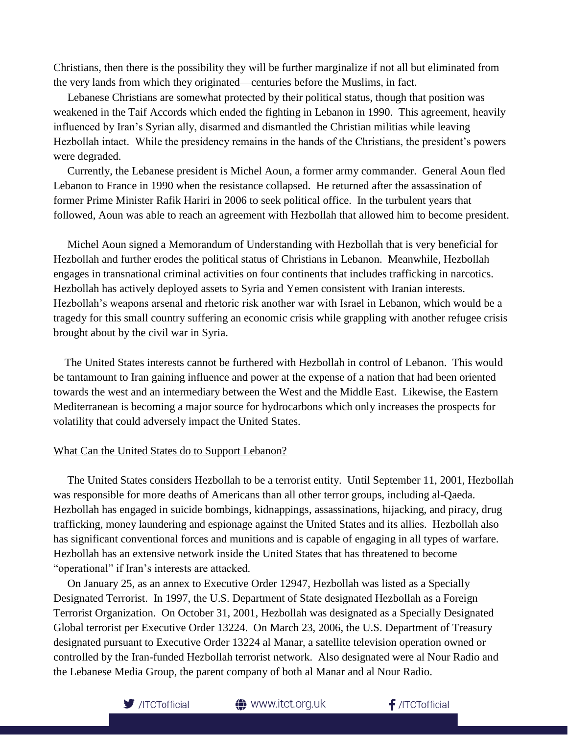Christians, then there is the possibility they will be further marginalize if not all but eliminated from the very lands from which they originated—centuries before the Muslims, in fact.

Lebanese Christians are somewhat protected by their political status, though that position was weakened in the Taif Accords which ended the fighting in Lebanon in 1990. This agreement, heavily influenced by Iran's Syrian ally, disarmed and dismantled the Christian militias while leaving Hezbollah intact. While the presidency remains in the hands of the Christians, the president's powers were degraded.

Currently, the Lebanese president is Michel Aoun, a former army commander. General Aoun fled Lebanon to France in 1990 when the resistance collapsed. He returned after the assassination of former Prime Minister Rafik Hariri in 2006 to seek political office. In the turbulent years that followed, Aoun was able to reach an agreement with Hezbollah that allowed him to become president.

Michel Aoun signed a Memorandum of Understanding with Hezbollah that is very beneficial for Hezbollah and further erodes the political status of Christians in Lebanon. Meanwhile, Hezbollah engages in transnational criminal activities on four continents that includes trafficking in narcotics. Hezbollah has actively deployed assets to Syria and Yemen consistent with Iranian interests. Hezbollah's weapons arsenal and rhetoric risk another war with Israel in Lebanon, which would be a tragedy for this small country suffering an economic crisis while grappling with another refugee crisis brought about by the civil war in Syria.

The United States interests cannot be furthered with Hezbollah in control of Lebanon. This would be tantamount to Iran gaining influence and power at the expense of a nation that had been oriented towards the west and an intermediary between the West and the Middle East. Likewise, the Eastern Mediterranean is becoming a major source for hydrocarbons which only increases the prospects for volatility that could adversely impact the United States.

## What Can the United States do to Support Lebanon?

The United States considers Hezbollah to be a terrorist entity. Until September 11, 2001, Hezbollah was responsible for more deaths of Americans than all other terror groups, including al-Qaeda. Hezbollah has engaged in suicide bombings, kidnappings, assassinations, hijacking, and piracy, drug trafficking, money laundering and espionage against the United States and its allies. Hezbollah also has significant conventional forces and munitions and is capable of engaging in all types of warfare. Hezbollah has an extensive network inside the United States that has threatened to become "operational" if Iran's interests are attacked.

On January 25, as an annex to Executive Order 12947, Hezbollah was listed as a Specially Designated Terrorist. In 1997, the U.S. Department of State designated Hezbollah as a Foreign Terrorist Organization. On October 31, 2001, Hezbollah was designated as a Specially Designated Global terrorist per Executive Order 13224. On March 23, 2006, the U.S. Department of Treasury designated pursuant to Executive Order 13224 al Manar, a satellite television operation owned or controlled by the Iran-funded Hezbollah terrorist network. Also designated were al Nour Radio and the Lebanese Media Group, the parent company of both al Manar and al Nour Radio.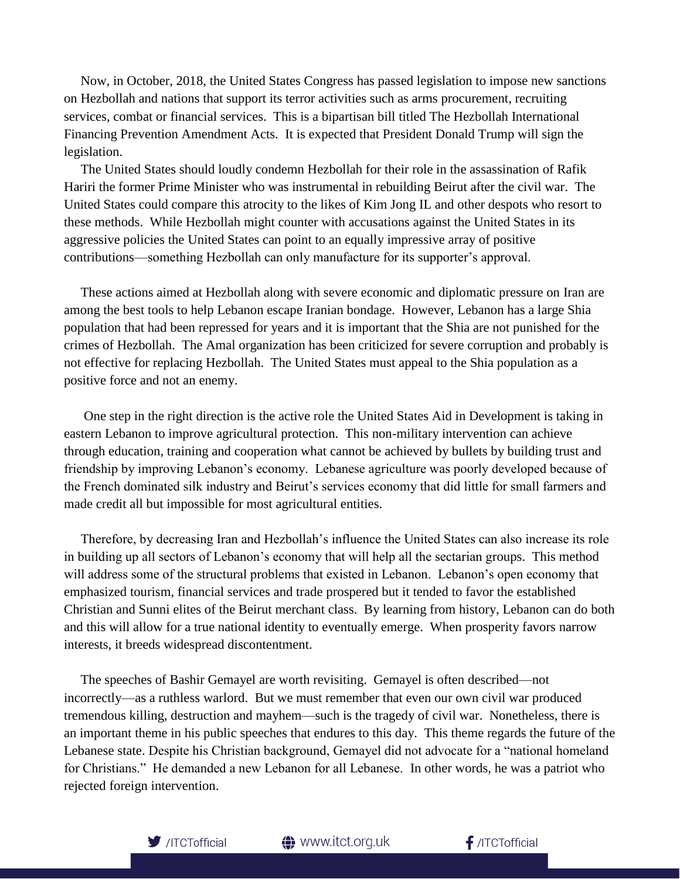Now, in October, 2018, the United States Congress has passed legislation to impose new sanctions on Hezbollah and nations that support its terror activities such as arms procurement, recruiting services, combat or financial services. This is a bipartisan bill titled The Hezbollah International Financing Prevention Amendment Acts. It is expected that President Donald Trump will sign the legislation.

The United States should loudly condemn Hezbollah for their role in the assassination of Rafik Hariri the former Prime Minister who was instrumental in rebuilding Beirut after the civil war. The United States could compare this atrocity to the likes of Kim Jong IL and other despots who resort to these methods. While Hezbollah might counter with accusations against the United States in its aggressive policies the United States can point to an equally impressive array of positive contributions—something Hezbollah can only manufacture for its supporter's approval.

These actions aimed at Hezbollah along with severe economic and diplomatic pressure on Iran are among the best tools to help Lebanon escape Iranian bondage. However, Lebanon has a large Shia population that had been repressed for years and it is important that the Shia are not punished for the crimes of Hezbollah. The Amal organization has been criticized for severe corruption and probably is not effective for replacing Hezbollah. The United States must appeal to the Shia population as a positive force and not an enemy.

One step in the right direction is the active role the United States Aid in Development is taking in eastern Lebanon to improve agricultural protection. This non-military intervention can achieve through education, training and cooperation what cannot be achieved by bullets by building trust and friendship by improving Lebanon's economy. Lebanese agriculture was poorly developed because of the French dominated silk industry and Beirut's services economy that did little for small farmers and made credit all but impossible for most agricultural entities.

Therefore, by decreasing Iran and Hezbollah's influence the United States can also increase its role in building up all sectors of Lebanon's economy that will help all the sectarian groups. This method will address some of the structural problems that existed in Lebanon. Lebanon's open economy that emphasized tourism, financial services and trade prospered but it tended to favor the established Christian and Sunni elites of the Beirut merchant class. By learning from history, Lebanon can do both and this will allow for a true national identity to eventually emerge. When prosperity favors narrow interests, it breeds widespread discontentment.

The speeches of Bashir Gemayel are worth revisiting. Gemayel is often described—not incorrectly—as a ruthless warlord. But we must remember that even our own civil war produced tremendous killing, destruction and mayhem—such is the tragedy of civil war. Nonetheless, there is an important theme in his public speeches that endures to this day. This theme regards the future of the Lebanese state. Despite his Christian background, Gemayel did not advocate for a "national homeland for Christians." He demanded a new Lebanon for all Lebanese. In other words, he was a patriot who rejected foreign intervention.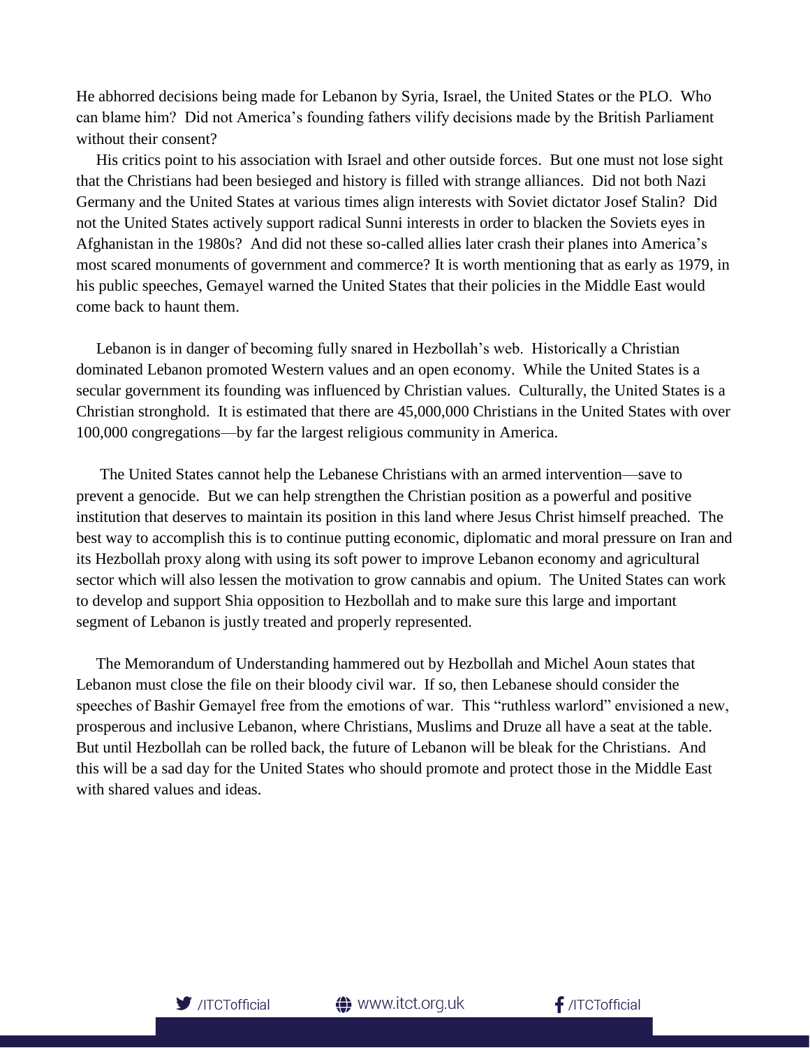He abhorred decisions being made for Lebanon by Syria, Israel, the United States or the PLO. Who can blame him? Did not America's founding fathers vilify decisions made by the British Parliament without their consent?

His critics point to his association with Israel and other outside forces. But one must not lose sight that the Christians had been besieged and history is filled with strange alliances. Did not both Nazi Germany and the United States at various times align interests with Soviet dictator Josef Stalin? Did not the United States actively support radical Sunni interests in order to blacken the Soviets eyes in Afghanistan in the 1980s? And did not these so-called allies later crash their planes into America's most scared monuments of government and commerce? It is worth mentioning that as early as 1979, in his public speeches, Gemayel warned the United States that their policies in the Middle East would come back to haunt them.

Lebanon is in danger of becoming fully snared in Hezbollah's web. Historically a Christian dominated Lebanon promoted Western values and an open economy. While the United States is a secular government its founding was influenced by Christian values. Culturally, the United States is a Christian stronghold. It is estimated that there are 45,000,000 Christians in the United States with over 100,000 congregations—by far the largest religious community in America.

The United States cannot help the Lebanese Christians with an armed intervention—save to prevent a genocide. But we can help strengthen the Christian position as a powerful and positive institution that deserves to maintain its position in this land where Jesus Christ himself preached. The best way to accomplish this is to continue putting economic, diplomatic and moral pressure on Iran and its Hezbollah proxy along with using its soft power to improve Lebanon economy and agricultural sector which will also lessen the motivation to grow cannabis and opium. The United States can work to develop and support Shia opposition to Hezbollah and to make sure this large and important segment of Lebanon is justly treated and properly represented.

The Memorandum of Understanding hammered out by Hezbollah and Michel Aoun states that Lebanon must close the file on their bloody civil war. If so, then Lebanese should consider the speeches of Bashir Gemayel free from the emotions of war. This "ruthless warlord" envisioned a new, prosperous and inclusive Lebanon, where Christians, Muslims and Druze all have a seat at the table. But until Hezbollah can be rolled back, the future of Lebanon will be bleak for the Christians. And this will be a sad day for the United States who should promote and protect those in the Middle East with shared values and ideas.